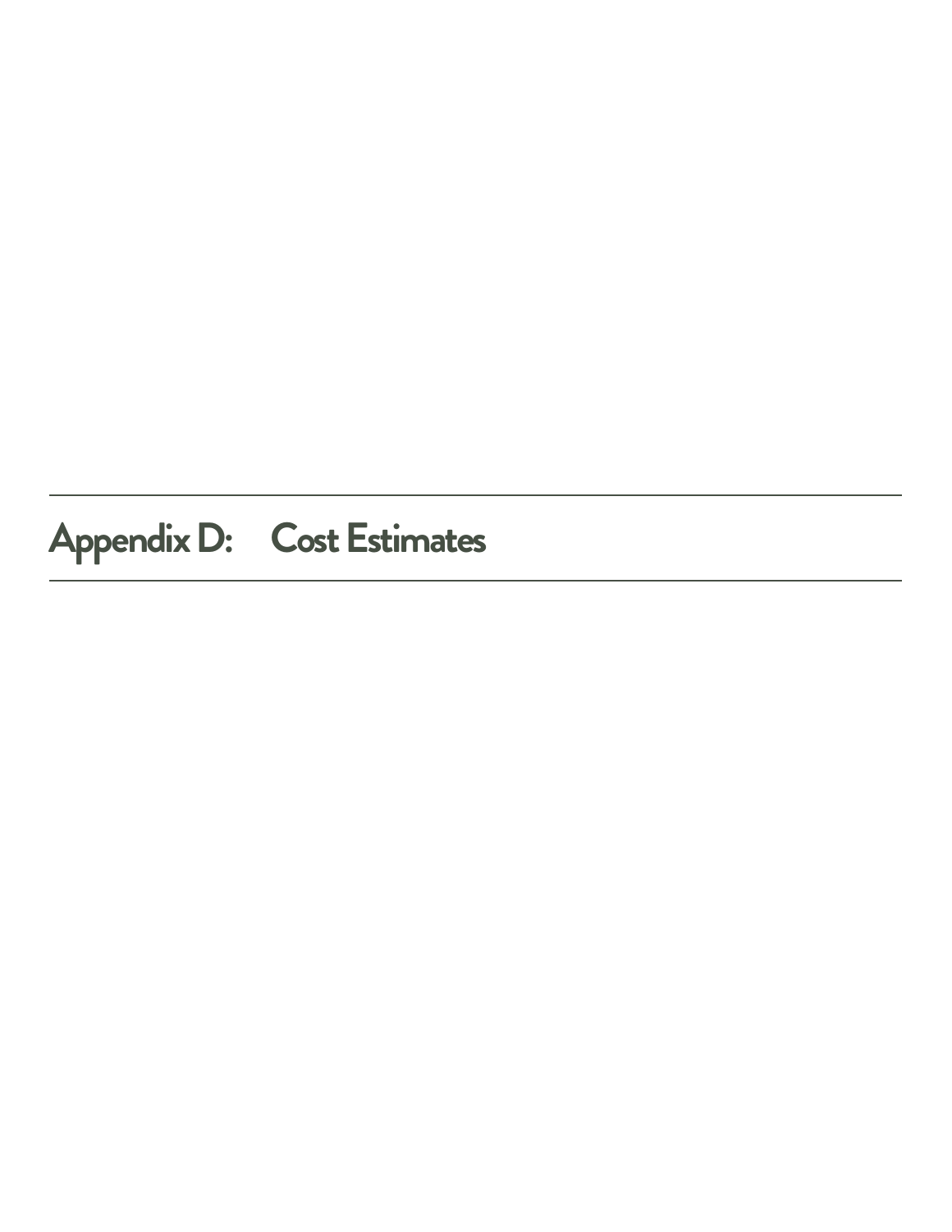# Appendix D: Cost Estimates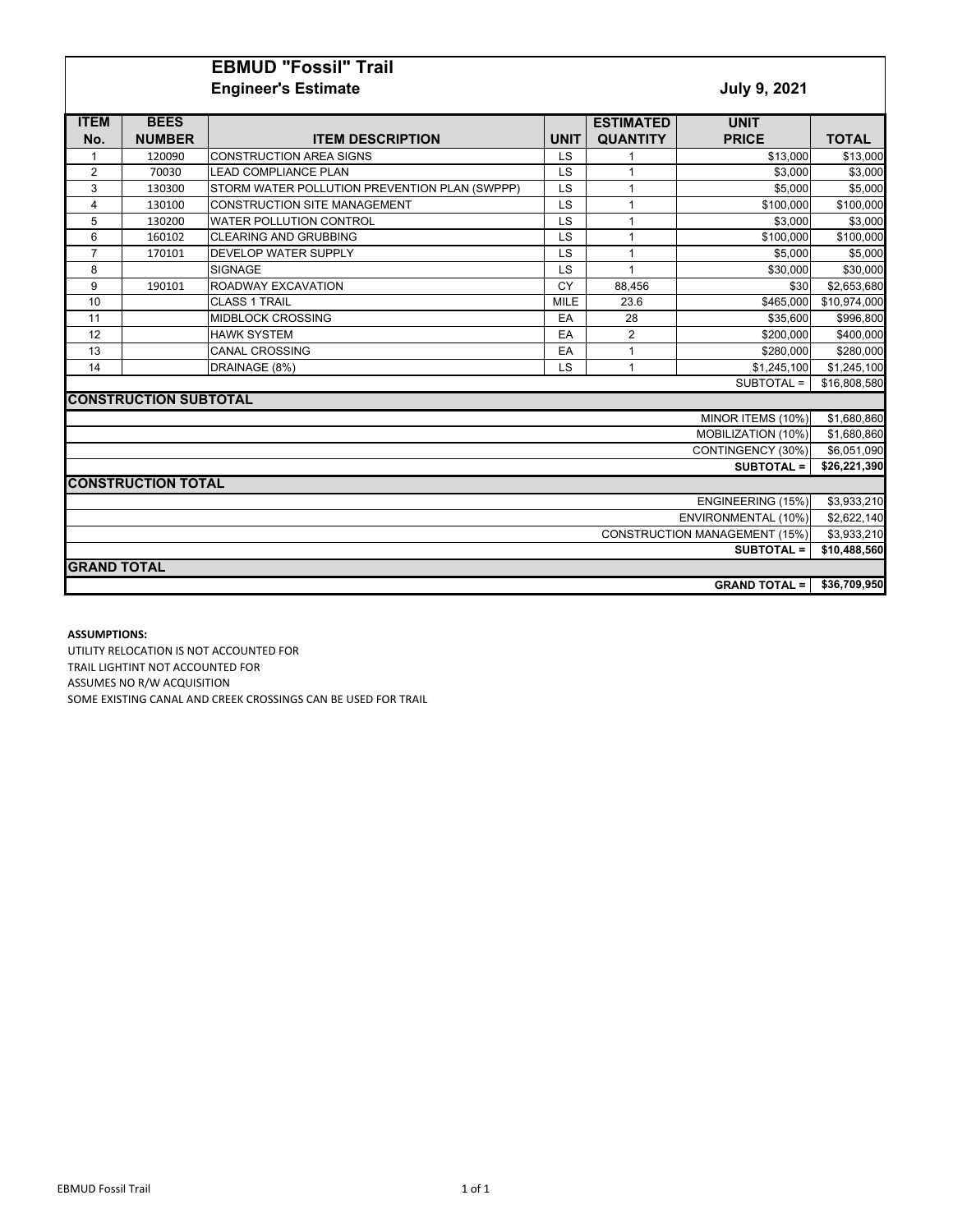# EBMUD "Fossil" Trail

## Engineer's Estimate

**July 9, 2021**

| ITEM No. | BEES NUMBER | ITEM DESCRIPTION | UNIT | ESTIMATED QUANTITY | UNIT PRICE | TOTAL |
|---|---|---|---|---|---|---|
| 1 | 120090 | CONSTRUCTION AREA SIGNS | LS | 1 | $13,000 | $13,000 |
| 2 | 70030 | LEAD COMPLIANCE PLAN | LS | 1 | $3,000 | $3,000 |
| 3 | 130300 | STORM WATER POLLUTION PREVENTION PLAN (SWPPP) | LS | 1 | $5,000 | $5,000 |
| 4 | 130100 | CONSTRUCTION SITE MANAGEMENT | LS | 1 | $100,000 | $100,000 |
| 5 | 130200 | WATER POLLUTION CONTROL | LS | 1 | $3,000 | $3,000 |
| 6 | 160102 | CLEARING AND GRUBBING | LS | 1 | $100,000 | $100,000 |
| 7 | 170101 | DEVELOP WATER SUPPLY | LS | 1 | $5,000 | $5,000 |
| 8 | | SIGNAGE | LS | 1 | $30,000 | $30,000 |
| 9 | 190101 | ROADWAY EXCAVATION | CY | 88,456 | $30 | $2,653,680 |
| 10 | | CLASS 1 TRAIL | MILE | 23.6 | $465,000 | $10,974,000 |
| 11 | | MIDBLOCK CROSSING | EA | 28 | $35,600 | $996,800 |
| 12 | | HAWK SYSTEM | EA | 2 | $200,000 | $400,000 |
| 13 | | CANAL CROSSING | EA | 1 | $280,000 | $280,000 |
| 14 | | DRAINAGE (8%) | LS | 1 | $1,245,100 | $1,245,100 |
| | | | | | SUBTOTAL = | $16,808,580 |
| **CONSTRUCTION SUBTOTAL** | | | | | | |
| | | | | | MINOR ITEMS (10%) | $1,680,860 |
| | | | | | MOBILIZATION (10%) | $1,680,860 |
| | | | | | CONTINGENCY (30%) | $6,051,090 |
| | | | | | **SUBTOTAL =** | **$26,221,390** |
| **CONSTRUCTION TOTAL** | | | | | | |
| | | | | | ENGINEERING (15%) | $3,933,210 |
| | | | | | ENVIRONMENTAL (10%) | $2,622,140 |
| | | | | | CONSTRUCTION MANAGEMENT (15%) | $3,933,210 |
| | | | | | **SUBTOTAL =** | **$10,488,560** |
| **GRAND TOTAL** | | | | | | |
| | | | | | **GRAND TOTAL =** | **$36,709,950** |

**ASSUMPTIONS:**

UTILITY RELOCATION IS NOT ACCOUNTED FOR

TRAIL LIGHTINT NOT ACCOUNTED FOR

ASSUMES NO R/W ACQUISITION

SOME EXISTING CANAL AND CREEK CROSSINGS CAN BE USED FOR TRAIL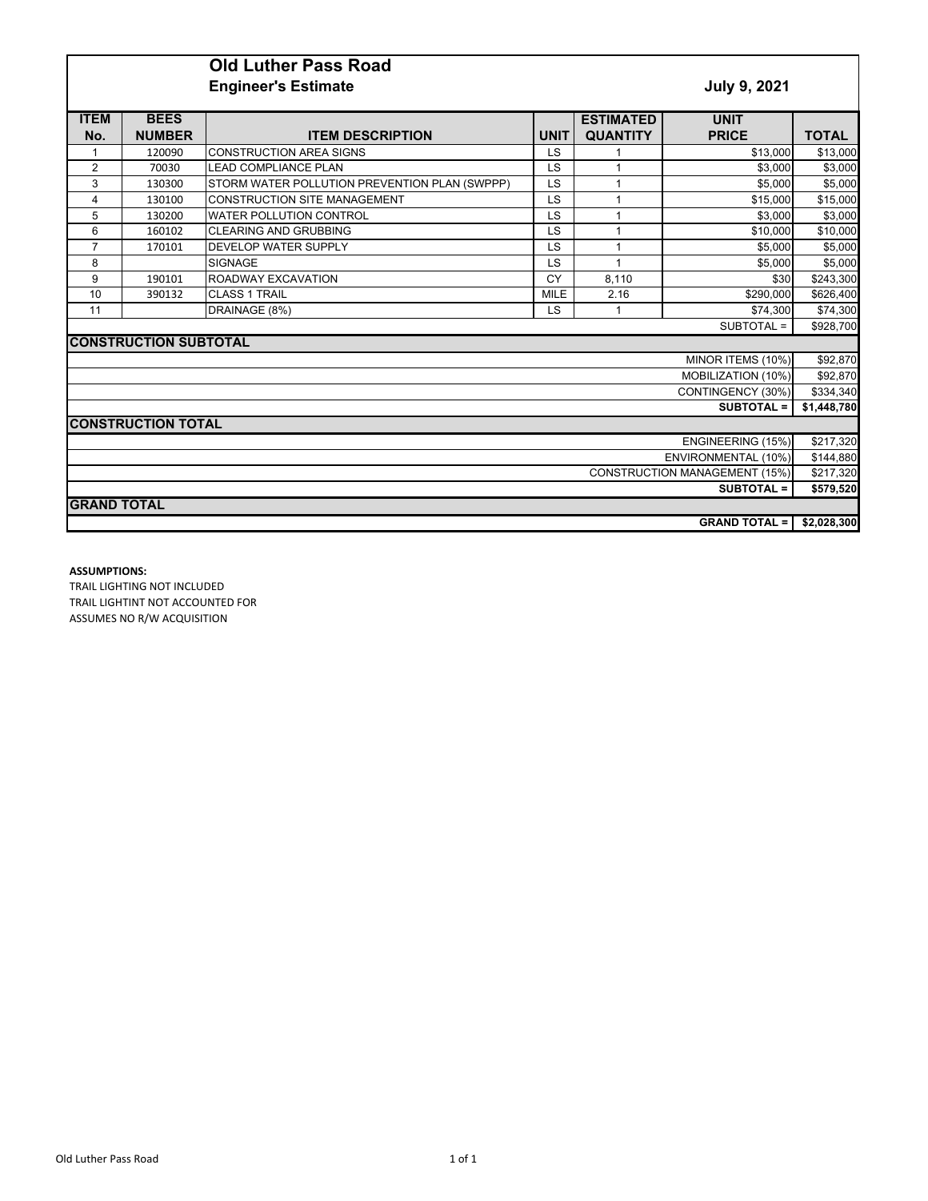# Old Luther Pass Road

## Engineer's Estimate

**July 9, 2021**

| ITEM No. | BEES NUMBER | ITEM DESCRIPTION | UNIT | ESTIMATED QUANTITY | UNIT PRICE | TOTAL |
|---|---|---|---|---|---|---|
| 1 | 120090 | CONSTRUCTION AREA SIGNS | LS | 1 | $13,000 | $13,000 |
| 2 | 70030 | LEAD COMPLIANCE PLAN | LS | 1 | $3,000 | $3,000 |
| 3 | 130300 | STORM WATER POLLUTION PREVENTION PLAN (SWPPP) | LS | 1 | $5,000 | $5,000 |
| 4 | 130100 | CONSTRUCTION SITE MANAGEMENT | LS | 1 | $15,000 | $15,000 |
| 5 | 130200 | WATER POLLUTION CONTROL | LS | 1 | $3,000 | $3,000 |
| 6 | 160102 | CLEARING AND GRUBBING | LS | 1 | $10,000 | $10,000 |
| 7 | 170101 | DEVELOP WATER SUPPLY | LS | 1 | $5,000 | $5,000 |
| 8 | | SIGNAGE | LS | 1 | $5,000 | $5,000 |
| 9 | 190101 | ROADWAY EXCAVATION | CY | 8,110 | $30 | $243,300 |
| 10 | 390132 | CLASS 1 TRAIL | MILE | 2.16 | $290,000 | $626,400 |
| 11 | | DRAINAGE (8%) | LS | 1 | $74,300 | $74,300 |
| | | | | | SUBTOTAL = | $928,700 |
| **CONSTRUCTION SUBTOTAL** | | | | | | |
| | | | | | MINOR ITEMS (10%) | $92,870 |
| | | | | | MOBILIZATION (10%) | $92,870 |
| | | | | | CONTINGENCY (30%) | $334,340 |
| | | | | | **SUBTOTAL =** | **$1,448,780** |
| **CONSTRUCTION TOTAL** | | | | | | |
| | | | | | ENGINEERING (15%) | $217,320 |
| | | | | | ENVIRONMENTAL (10%) | $144,880 |
| | | | | | CONSTRUCTION MANAGEMENT (15%) | $217,320 |
| | | | | | **SUBTOTAL =** | **$579,520** |
| **GRAND TOTAL** | | | | | | |
| | | | | | **GRAND TOTAL =** | **$2,028,300** |

**ASSUMPTIONS:**

TRAIL LIGHTING NOT INCLUDED

TRAIL LIGHTINT NOT ACCOUNTED FOR

ASSUMES NO R/W ACQUISITION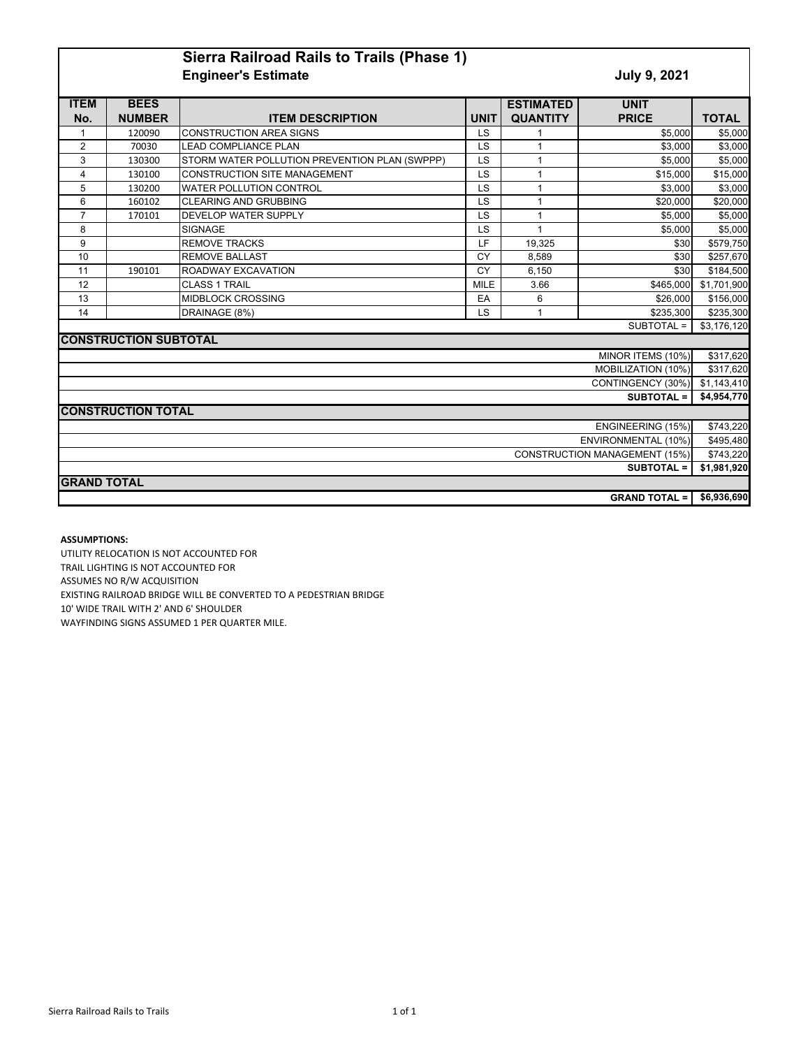# Sierra Railroad Rails to Trails (Phase 1)

**Engineer's Estimate** — **July 9, 2021**

| ITEM No. | BEES NUMBER | ITEM DESCRIPTION | UNIT | ESTIMATED QUANTITY | UNIT PRICE | TOTAL |
|---|---|---|---|---|---|---|
| 1 | 120090 | CONSTRUCTION AREA SIGNS | LS | 1 | $5,000 | $5,000 |
| 2 | 70030 | LEAD COMPLIANCE PLAN | LS | 1 | $3,000 | $3,000 |
| 3 | 130300 | STORM WATER POLLUTION PREVENTION PLAN (SWPPP) | LS | 1 | $5,000 | $5,000 |
| 4 | 130100 | CONSTRUCTION SITE MANAGEMENT | LS | 1 | $15,000 | $15,000 |
| 5 | 130200 | WATER POLLUTION CONTROL | LS | 1 | $3,000 | $3,000 |
| 6 | 160102 | CLEARING AND GRUBBING | LS | 1 | $20,000 | $20,000 |
| 7 | 170101 | DEVELOP WATER SUPPLY | LS | 1 | $5,000 | $5,000 |
| 8 | | SIGNAGE | LS | 1 | $5,000 | $5,000 |
| 9 | | REMOVE TRACKS | LF | 19,325 | $30 | $579,750 |
| 10 | | REMOVE BALLAST | CY | 8,589 | $30 | $257,670 |
| 11 | 190101 | ROADWAY EXCAVATION | CY | 6,150 | $30 | $184,500 |
| 12 | | CLASS 1 TRAIL | MILE | 3.66 | $465,000 | $1,701,900 |
| 13 | | MIDBLOCK CROSSING | EA | 6 | $26,000 | $156,000 |
| 14 | | DRAINAGE (8%) | LS | 1 | $235,300 | $235,300 |
| | | | | | SUBTOTAL = | $3,176,120 |
| **CONSTRUCTION SUBTOTAL** | | | | | | |
| | | | | | MINOR ITEMS (10%) | $317,620 |
| | | | | | MOBILIZATION (10%) | $317,620 |
| | | | | | CONTINGENCY (30%) | $1,143,410 |
| | | | | | **SUBTOTAL =** | **$4,954,770** |
| **CONSTRUCTION TOTAL** | | | | | | |
| | | | | | ENGINEERING (15%) | $743,220 |
| | | | | | ENVIRONMENTAL (10%) | $495,480 |
| | | | | | CONSTRUCTION MANAGEMENT (15%) | $743,220 |
| | | | | | **SUBTOTAL =** | **$1,981,920** |
| **GRAND TOTAL** | | | | | | |
| | | | | | **GRAND TOTAL =** | **$6,936,690** |

**ASSUMPTIONS:**

UTILITY RELOCATION IS NOT ACCOUNTED FOR
TRAIL LIGHTING IS NOT ACCOUNTED FOR
ASSUMES NO R/W ACQUISITION
EXISTING RAILROAD BRIDGE WILL BE CONVERTED TO A PEDESTRIAN BRIDGE
10' WIDE TRAIL WITH 2' AND 6' SHOULDER
WAYFINDING SIGNS ASSUMED 1 PER QUARTER MILE.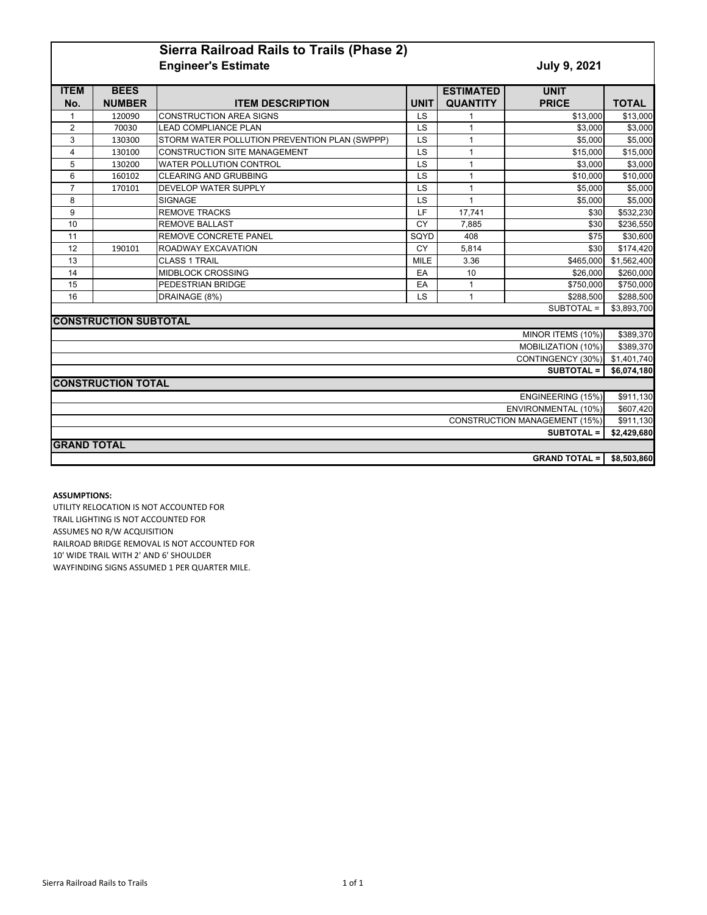# Sierra Railroad Rails to Trails (Phase 2)

**Engineer's Estimate** **July 9, 2021**

| ITEM No. | BEES NUMBER | ITEM DESCRIPTION | UNIT | ESTIMATED QUANTITY | UNIT PRICE | TOTAL |
|---|---|---|---|---|---|---|
| 1 | 120090 | CONSTRUCTION AREA SIGNS | LS | 1 | $13,000 | $13,000 |
| 2 | 70030 | LEAD COMPLIANCE PLAN | LS | 1 | $3,000 | $3,000 |
| 3 | 130300 | STORM WATER POLLUTION PREVENTION PLAN (SWPPP) | LS | 1 | $5,000 | $5,000 |
| 4 | 130100 | CONSTRUCTION SITE MANAGEMENT | LS | 1 | $15,000 | $15,000 |
| 5 | 130200 | WATER POLLUTION CONTROL | LS | 1 | $3,000 | $3,000 |
| 6 | 160102 | CLEARING AND GRUBBING | LS | 1 | $10,000 | $10,000 |
| 7 | 170101 | DEVELOP WATER SUPPLY | LS | 1 | $5,000 | $5,000 |
| 8 | | SIGNAGE | LS | 1 | $5,000 | $5,000 |
| 9 | | REMOVE TRACKS | LF | 17,741 | $30 | $532,230 |
| 10 | | REMOVE BALLAST | CY | 7,885 | $30 | $236,550 |
| 11 | | REMOVE CONCRETE PANEL | SQYD | 408 | $75 | $30,600 |
| 12 | 190101 | ROADWAY EXCAVATION | CY | 5,814 | $30 | $174,420 |
| 13 | | CLASS 1 TRAIL | MILE | 3.36 | $465,000 | $1,562,400 |
| 14 | | MIDBLOCK CROSSING | EA | 10 | $26,000 | $260,000 |
| 15 | | PEDESTRIAN BRIDGE | EA | 1 | $750,000 | $750,000 |
| 16 | | DRAINAGE (8%) | LS | 1 | $288,500 | $288,500 |
| | | | | | SUBTOTAL = | $3,893,700 |
| **CONSTRUCTION SUBTOTAL** | | | | | | |
| | | | | | MINOR ITEMS (10%) | $389,370 |
| | | | | | MOBILIZATION (10%) | $389,370 |
| | | | | | CONTINGENCY (30%) | $1,401,740 |
| | | | | | **SUBTOTAL =** | **$6,074,180** |
| **CONSTRUCTION TOTAL** | | | | | | |
| | | | | | ENGINEERING (15%) | $911,130 |
| | | | | | ENVIRONMENTAL (10%) | $607,420 |
| | | | | | CONSTRUCTION MANAGEMENT (15%) | $911,130 |
| | | | | | **SUBTOTAL =** | **$2,429,680** |
| **GRAND TOTAL** | | | | | | |
| | | | | | **GRAND TOTAL =** | **$8,503,860** |

**ASSUMPTIONS:**

UTILITY RELOCATION IS NOT ACCOUNTED FOR
TRAIL LIGHTING IS NOT ACCOUNTED FOR
ASSUMES NO R/W ACQUISITION
RAILROAD BRIDGE REMOVAL IS NOT ACCOUNTED FOR
10' WIDE TRAIL WITH 2' AND 6' SHOULDER
WAYFINDING SIGNS ASSUMED 1 PER QUARTER MILE.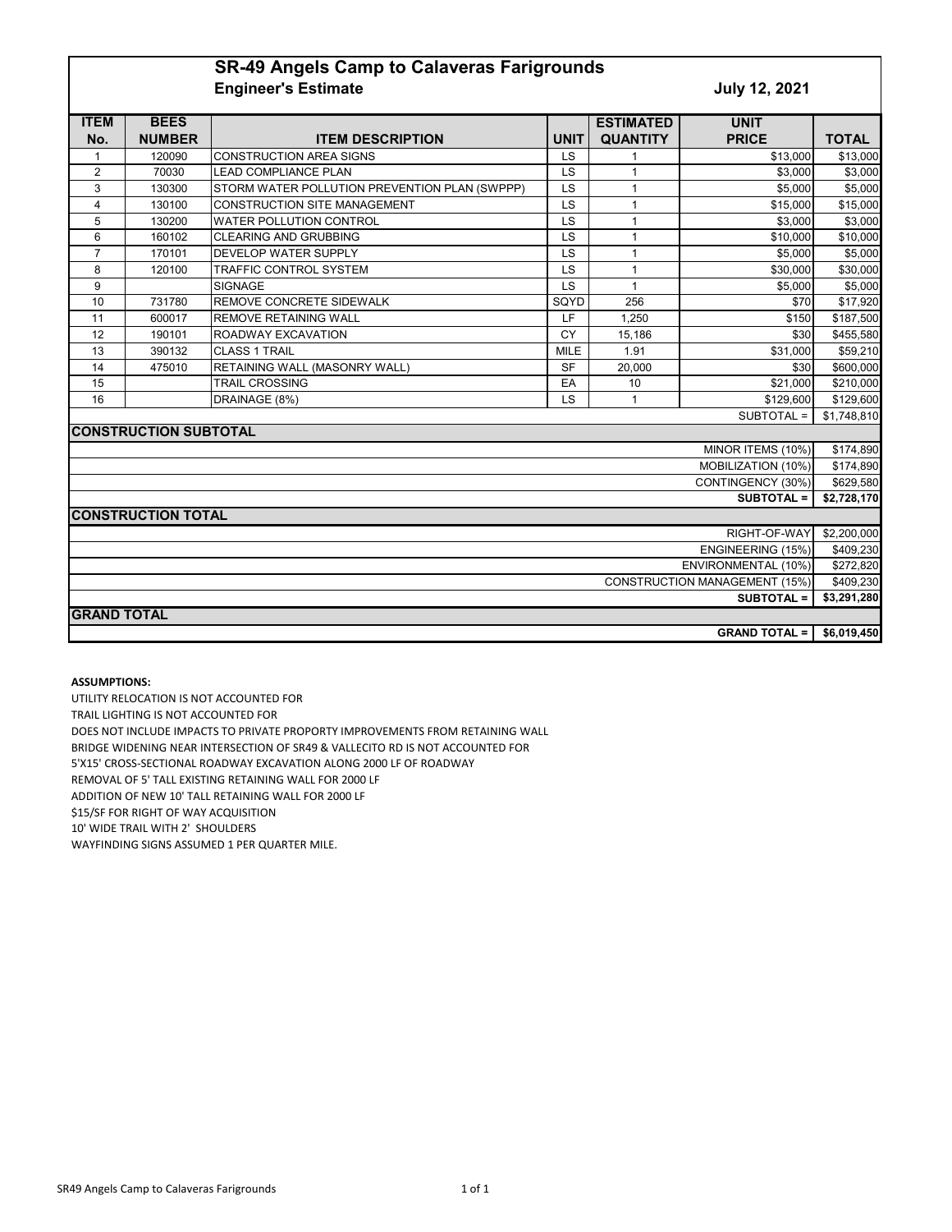# SR-49 Angels Camp to Calaveras Farigrounds

**Engineer's Estimate** **July 12, 2021**

| ITEM No. | BEES NUMBER | ITEM DESCRIPTION | UNIT | ESTIMATED QUANTITY | UNIT PRICE | TOTAL |
|---|---|---|---|---|---|---|
| 1 | 120090 | CONSTRUCTION AREA SIGNS | LS | 1 | $13,000 | $13,000 |
| 2 | 70030 | LEAD COMPLIANCE PLAN | LS | 1 | $3,000 | $3,000 |
| 3 | 130300 | STORM WATER POLLUTION PREVENTION PLAN (SWPPP) | LS | 1 | $5,000 | $5,000 |
| 4 | 130100 | CONSTRUCTION SITE MANAGEMENT | LS | 1 | $15,000 | $15,000 |
| 5 | 130200 | WATER POLLUTION CONTROL | LS | 1 | $3,000 | $3,000 |
| 6 | 160102 | CLEARING AND GRUBBING | LS | 1 | $10,000 | $10,000 |
| 7 | 170101 | DEVELOP WATER SUPPLY | LS | 1 | $5,000 | $5,000 |
| 8 | 120100 | TRAFFIC CONTROL SYSTEM | LS | 1 | $30,000 | $30,000 |
| 9 | | SIGNAGE | LS | 1 | $5,000 | $5,000 |
| 10 | 731780 | REMOVE CONCRETE SIDEWALK | SQYD | 256 | $70 | $17,920 |
| 11 | 600017 | REMOVE RETAINING WALL | LF | 1,250 | $150 | $187,500 |
| 12 | 190101 | ROADWAY EXCAVATION | CY | 15,186 | $30 | $455,580 |
| 13 | 390132 | CLASS 1 TRAIL | MILE | 1.91 | $31,000 | $59,210 |
| 14 | 475010 | RETAINING WALL (MASONRY WALL) | SF | 20,000 | $30 | $600,000 |
| 15 | | TRAIL CROSSING | EA | 10 | $21,000 | $210,000 |
| 16 | | DRAINAGE (8%) | LS | 1 | $129,600 | $129,600 |
| | | | | | SUBTOTAL = | $1,748,810 |
| **CONSTRUCTION SUBTOTAL** | | | | | | |
| | | | | | MINOR ITEMS (10%) | $174,890 |
| | | | | | MOBILIZATION (10%) | $174,890 |
| | | | | | CONTINGENCY (30%) | $629,580 |
| | | | | | **SUBTOTAL =** | **$2,728,170** |
| **CONSTRUCTION TOTAL** | | | | | | |
| | | | | | RIGHT-OF-WAY | $2,200,000 |
| | | | | | ENGINEERING (15%) | $409,230 |
| | | | | | ENVIRONMENTAL (10%) | $272,820 |
| | | | | | CONSTRUCTION MANAGEMENT (15%) | $409,230 |
| | | | | | **SUBTOTAL =** | **$3,291,280** |
| **GRAND TOTAL** | | | | | | |
| | | | | | **GRAND TOTAL =** | **$6,019,450** |

**ASSUMPTIONS:**

UTILITY RELOCATION IS NOT ACCOUNTED FOR

TRAIL LIGHTING IS NOT ACCOUNTED FOR

DOES NOT INCLUDE IMPACTS TO PRIVATE PROPORTY IMPROVEMENTS FROM RETAINING WALL

BRIDGE WIDENING NEAR INTERSECTION OF SR49 & VALLECITO RD IS NOT ACCOUNTED FOR

5'X15' CROSS-SECTIONAL ROADWAY EXCAVATION ALONG 2000 LF OF ROADWAY

REMOVAL OF 5' TALL EXISTING RETAINING WALL FOR 2000 LF

ADDITION OF NEW 10' TALL RETAINING WALL FOR 2000 LF

$15/SF FOR RIGHT OF WAY ACQUISITION

10' WIDE TRAIL WITH 2' SHOULDERS

WAYFINDING SIGNS ASSUMED 1 PER QUARTER MILE.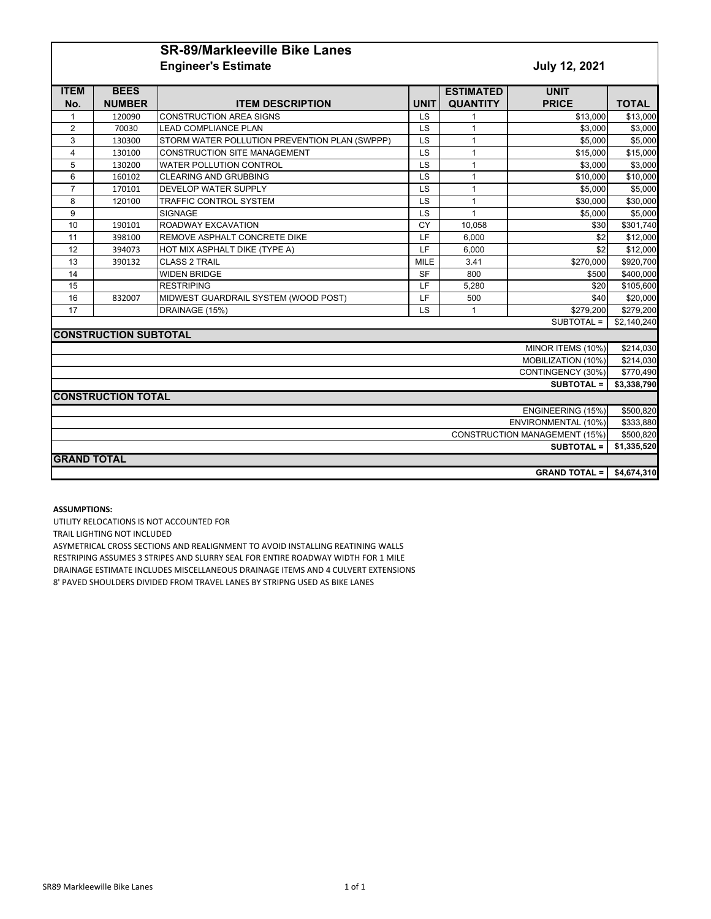# SR-89/Markleeville Bike Lanes

**Engineer's Estimate** **July 12, 2021**

| ITEM No. | BEES NUMBER | ITEM DESCRIPTION | UNIT | ESTIMATED QUANTITY | UNIT PRICE | TOTAL |
|---|---|---|---|---|---|---|
| 1 | 120090 | CONSTRUCTION AREA SIGNS | LS | 1 | $13,000 | $13,000 |
| 2 | 70030 | LEAD COMPLIANCE PLAN | LS | 1 | $3,000 | $3,000 |
| 3 | 130300 | STORM WATER POLLUTION PREVENTION PLAN (SWPPP) | LS | 1 | $5,000 | $5,000 |
| 4 | 130100 | CONSTRUCTION SITE MANAGEMENT | LS | 1 | $15,000 | $15,000 |
| 5 | 130200 | WATER POLLUTION CONTROL | LS | 1 | $3,000 | $3,000 |
| 6 | 160102 | CLEARING AND GRUBBING | LS | 1 | $10,000 | $10,000 |
| 7 | 170101 | DEVELOP WATER SUPPLY | LS | 1 | $5,000 | $5,000 |
| 8 | 120100 | TRAFFIC CONTROL SYSTEM | LS | 1 | $30,000 | $30,000 |
| 9 | | SIGNAGE | LS | 1 | $5,000 | $5,000 |
| 10 | 190101 | ROADWAY EXCAVATION | CY | 10,058 | $30 | $301,740 |
| 11 | 398100 | REMOVE ASPHALT CONCRETE DIKE | LF | 6,000 | $2 | $12,000 |
| 12 | 394073 | HOT MIX ASPHALT DIKE (TYPE A) | LF | 6,000 | $2 | $12,000 |
| 13 | 390132 | CLASS 2 TRAIL | MILE | 3.41 | $270,000 | $920,700 |
| 14 | | WIDEN BRIDGE | SF | 800 | $500 | $400,000 |
| 15 | | RESTRIPING | LF | 5,280 | $20 | $105,600 |
| 16 | 832007 | MIDWEST GUARDRAIL SYSTEM (WOOD POST) | LF | 500 | $40 | $20,000 |
| 17 | | DRAINAGE (15%) | LS | 1 | $279,200 | $279,200 |
| | | | | | SUBTOTAL = | $2,140,240 |
| **CONSTRUCTION SUBTOTAL** | | | | | | |
| | | | | | MINOR ITEMS (10%) | $214,030 |
| | | | | | MOBILIZATION (10%) | $214,030 |
| | | | | | CONTINGENCY (30%) | $770,490 |
| | | | | | **SUBTOTAL =** | **$3,338,790** |
| **CONSTRUCTION TOTAL** | | | | | | |
| | | | | | ENGINEERING (15%) | $500,820 |
| | | | | | ENVIRONMENTAL (10%) | $333,880 |
| | | | | | CONSTRUCTION MANAGEMENT (15%) | $500,820 |
| | | | | | **SUBTOTAL =** | **$1,335,520** |
| **GRAND TOTAL** | | | | | | |
| | | | | | **GRAND TOTAL =** | **$4,674,310** |

**ASSUMPTIONS:**

UTILITY RELOCATIONS IS NOT ACCOUNTED FOR

TRAIL LIGHTING NOT INCLUDED

ASYMETRICAL CROSS SECTIONS AND REALIGNMENT TO AVOID INSTALLING REATINING WALLS

RESTRIPING ASSUMES 3 STRIPES AND SLURRY SEAL FOR ENTIRE ROADWAY WIDTH FOR 1 MILE

DRAINAGE ESTIMATE INCLUDES MISCELLANEOUS DRAINAGE ITEMS AND 4 CULVERT EXTENSIONS

8' PAVED SHOULDERS DIVIDED FROM TRAVEL LANES BY STRIPNG USED AS BIKE LANES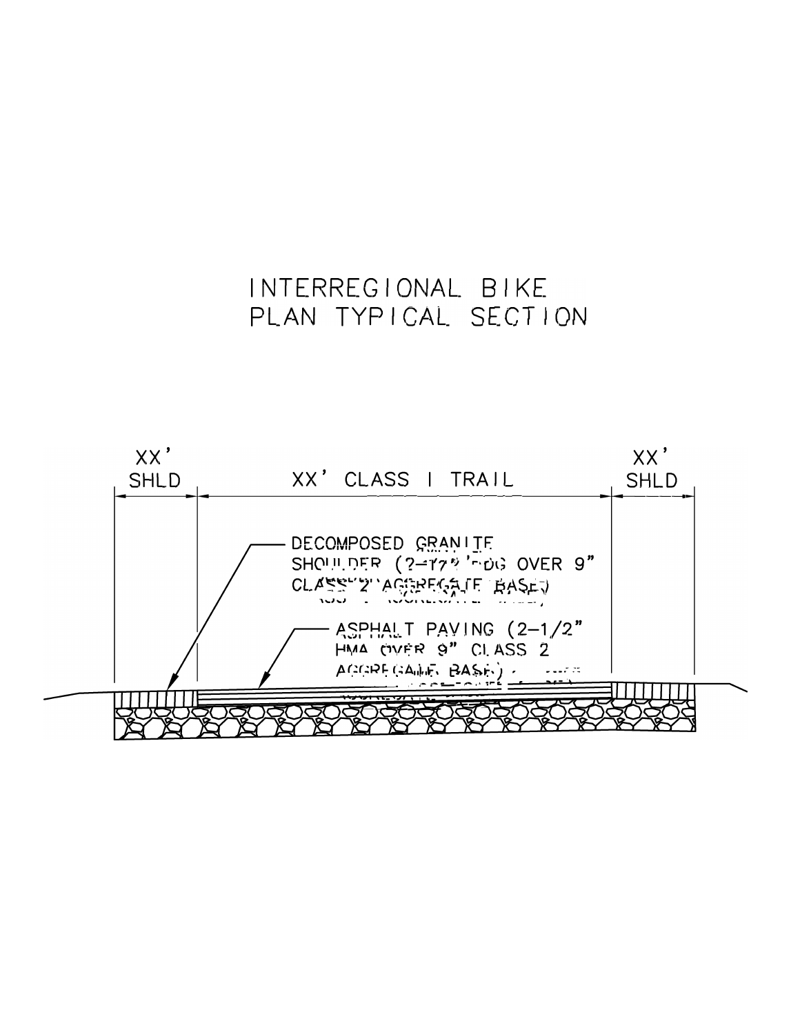# INTERREGIONAL BIKE PLAN TYPICAL SECTION

XX' SHLD

XX' CLASS I TRAIL

XX' SHLD

DECOMPOSED GRANITE SHOULDER (2-1/2" DG OVER 9" CLASS 2 AGGREGATE BASE)

ASPHALT PAVING (2-1/2" HMA OVER 9" CLASS 2 AGGREGATE BASE)